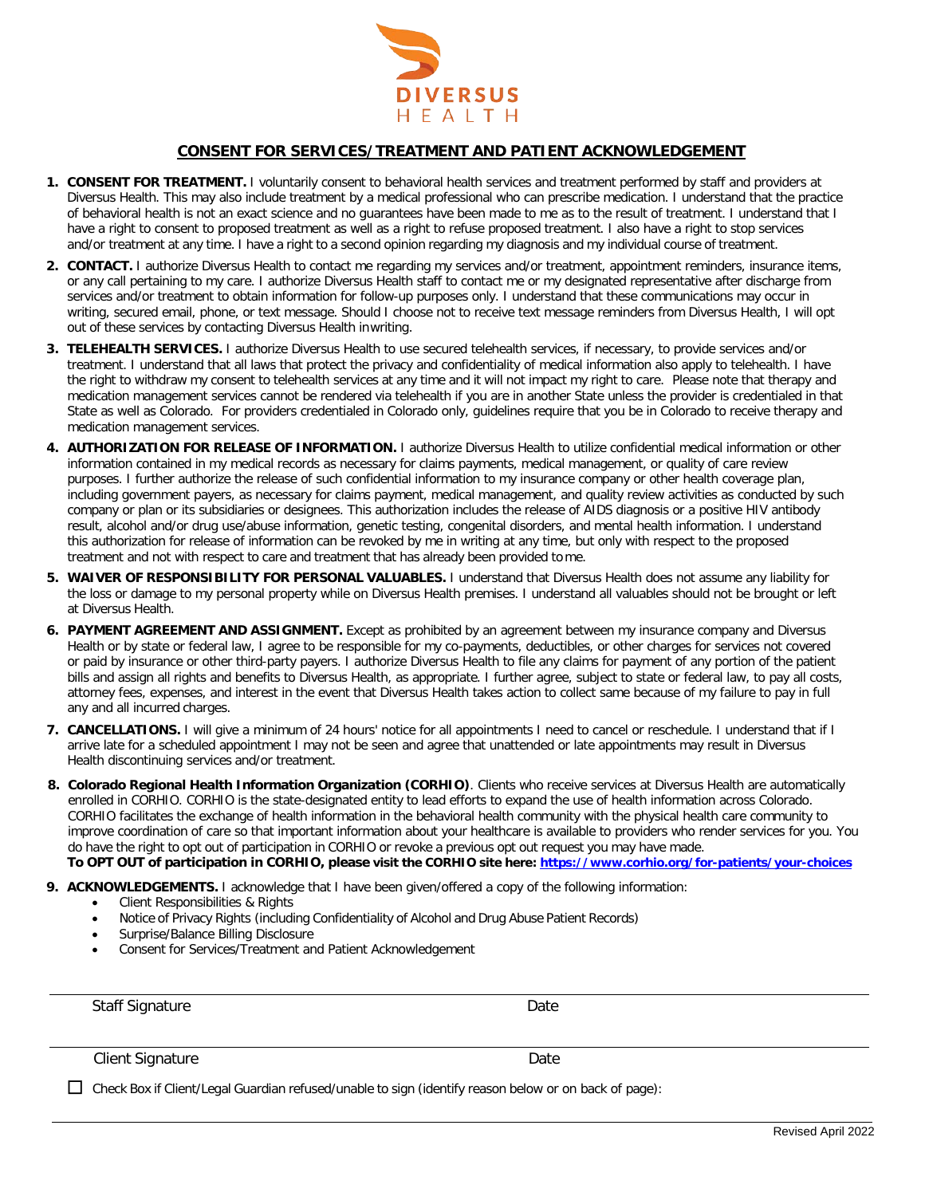DIVERSUS HEALTH

## CONSENT FOR SERVICES/TREATMENT AND PATIENT ACKNOWLEDGEMENT

1. **CONSENT FOR TREATMENT.** I voluntarily consent to behavioral health services and treatment performed by staff and providers at Diversus Health. This may also include treatment by a medical professional who can prescribe medication. I understand that the practice of behavioral health is not an exact science and no guarantees have been made to me as to the result of treatment. I understand that I have a right to consent to proposed treatment as well as a right to refuse proposed treatment. I also have a right to stop services and/or treatment at any time. I have a right to a second opinion regarding my diagnosis and my individual course of treatment.

2. **CONTACT.** I authorize Diversus Health to contact me regarding my services and/or treatment, appointment reminders, insurance items, or any call pertaining to my care. I authorize Diversus Health staff to contact me or my designated representative after discharge from services and/or treatment to obtain information for follow-up purposes only. I understand that these communications may occur in writing, secured email, phone, or text message. Should I choose not to receive text message reminders from Diversus Health, I will opt out of these services by contacting Diversus Health inwriting.

3. **TELEHEALTH SERVICES.** I authorize Diversus Health to use secured telehealth services, if necessary, to provide services and/or treatment. I understand that all laws that protect the privacy and confidentiality of medical information also apply to telehealth. I have the right to withdraw my consent to telehealth services at any time and it will not impact my right to care. Please note that therapy and medication management services cannot be rendered via telehealth if you are in another State unless the provider is credentialed in that State as well as Colorado. For providers credentialed in Colorado only, guidelines require that you be in Colorado to receive therapy and medication management services.

4. **AUTHORIZATION FOR RELEASE OF INFORMATION.** I authorize Diversus Health to utilize confidential medical information or other information contained in my medical records as necessary for claims payments, medical management, or quality of care review purposes. I further authorize the release of such confidential information to my insurance company or other health coverage plan, including government payers, as necessary for claims payment, medical management, and quality review activities as conducted by such company or plan or its subsidiaries or designees. This authorization includes the release of AIDS diagnosis or a positive HIV antibody result, alcohol and/or drug use/abuse information, genetic testing, congenital disorders, and mental health information. I understand this authorization for release of information can be revoked by me in writing at any time, but only with respect to the proposed treatment and not with respect to care and treatment that has already been provided tome.

5. **WAIVER OF RESPONSIBILITY FOR PERSONAL VALUABLES.** I understand that Diversus Health does not assume any liability for the loss or damage to my personal property while on Diversus Health premises. I understand all valuables should not be brought or left at Diversus Health.

6. **PAYMENT AGREEMENT AND ASSIGNMENT.** Except as prohibited by an agreement between my insurance company and Diversus Health or by state or federal law, I agree to be responsible for my co-payments, deductibles, or other charges for services not covered or paid by insurance or other third-party payers. I authorize Diversus Health to file any claims for payment of any portion of the patient bills and assign all rights and benefits to Diversus Health, as appropriate. I further agree, subject to state or federal law, to pay all costs, attorney fees, expenses, and interest in the event that Diversus Health takes action to collect same because of my failure to pay in full any and all incurred charges.

7. **CANCELLATIONS.** I will give a minimum of 24 hours' notice for all appointments I need to cancel or reschedule. I understand that if I arrive late for a scheduled appointment I may not be seen and agree that unattended or late appointments may result in Diversus Health discontinuing services and/or treatment.

8. **Colorado Regional Health Information Organization (CORHIO)**. Clients who receive services at Diversus Health are automatically enrolled in CORHIO. CORHIO is the state-designated entity to lead efforts to expand the use of health information across Colorado. CORHIO facilitates the exchange of health information in the behavioral health community with the physical health care community to improve coordination of care so that important information about your healthcare is available to providers who render services for you. You do have the right to opt out of participation in CORHIO or revoke a previous opt out request you may have made.
   **To OPT OUT of participation in CORHIO, please visit the CORHIO site here: [https://www.corhio.org/for-patients/your-choices](https://www.corhio.org/for-patients/your-choices)**

9. **ACKNOWLEDGEMENTS.** I acknowledge that I have been given/offered a copy of the following information:
   - Client Responsibilities & Rights
   - Notice of Privacy Rights (including Confidentiality of Alcohol and Drug Abuse Patient Records)
   - Surprise/Balance Billing Disclosure
   - Consent for Services/Treatment and Patient Acknowledgement

______________________________________________________________________

Staff Signature                                                   Date

______________________________________________________________________

Client Signature                                                  Date

☐ Check Box if Client/Legal Guardian refused/unable to sign (identify reason below or on back of page):

______________________________________________________________________

Revised April 2022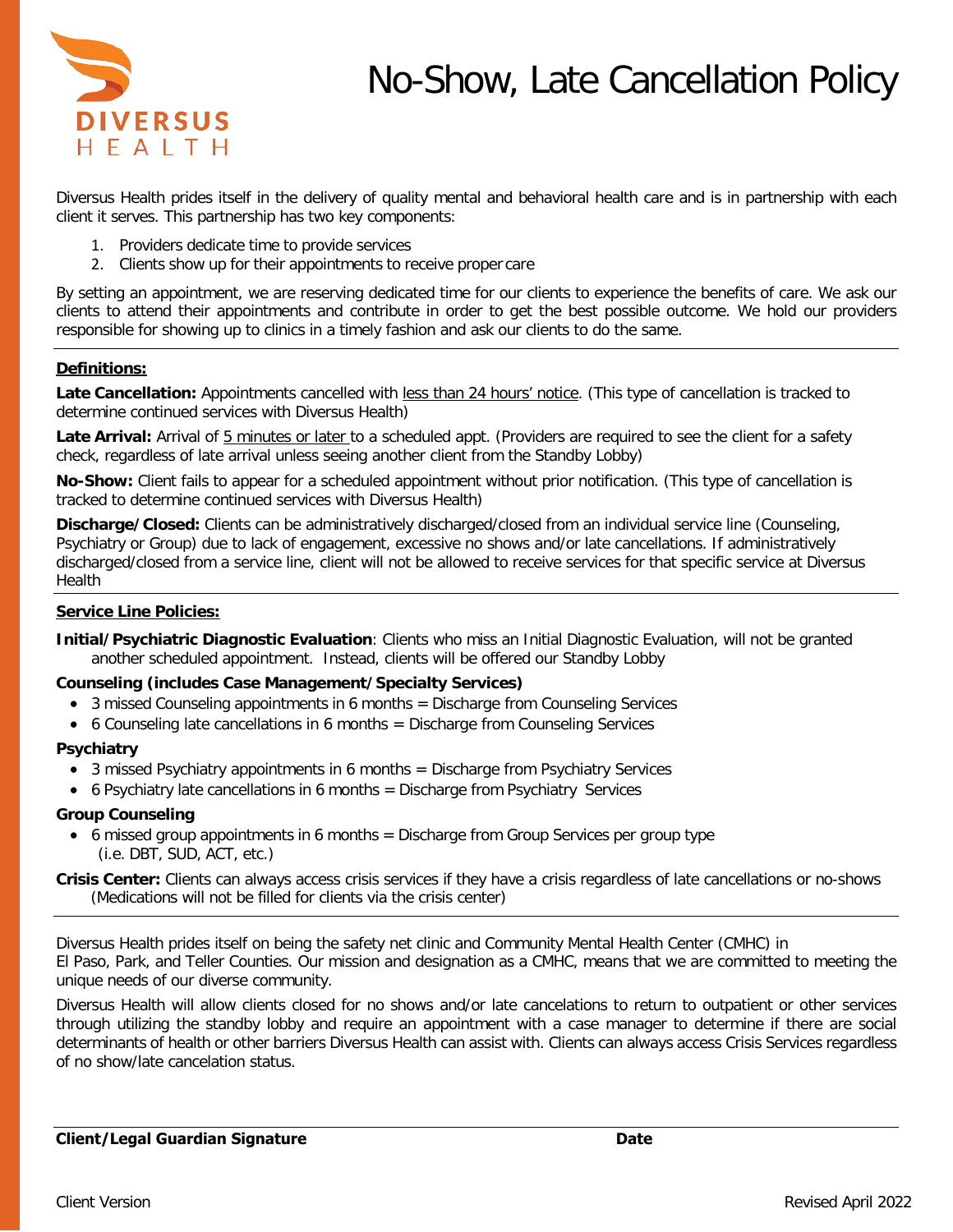DIVERSUS HEALTH

# No-Show, Late Cancellation Policy

Diversus Health prides itself in the delivery of quality mental and behavioral health care and is in partnership with each client it serves. This partnership has two key components:

1. Providers dedicate time to provide services
2. Clients show up for their appointments to receive proper care

By setting an appointment, we are reserving dedicated time for our clients to experience the benefits of care. We ask our clients to attend their appointments and contribute in order to get the best possible outcome. We hold our providers responsible for showing up to clinics in a timely fashion and ask our clients to do the same.

---

**Definitions:**

**Late Cancellation:** Appointments cancelled with less than 24 hours' notice. (This type of cancellation is tracked to determine continued services with Diversus Health)

**Late Arrival:** Arrival of 5 minutes or later to a scheduled appt. (Providers are required to see the client for a safety check, regardless of late arrival unless seeing another client from the Standby Lobby)

**No-Show:** Client fails to appear for a scheduled appointment without prior notification. (This type of cancellation is tracked to determine continued services with Diversus Health)

**Discharge/Closed:** Clients can be administratively discharged/closed from an individual service line (Counseling, Psychiatry or Group) due to lack of engagement, excessive no shows and/or late cancellations. If administratively discharged/closed from a service line, client will not be allowed to receive services for that specific service at Diversus Health

---

**Service Line Policies:**

**Initial/Psychiatric Diagnostic Evaluation**: Clients who miss an Initial Diagnostic Evaluation, will not be granted another scheduled appointment. Instead, clients will be offered our Standby Lobby

**Counseling (includes Case Management/Specialty Services)**

- 3 missed Counseling appointments in 6 months = Discharge from Counseling Services
- 6 Counseling late cancellations in 6 months = Discharge from Counseling Services

**Psychiatry**

- 3 missed Psychiatry appointments in 6 months = Discharge from Psychiatry Services
- 6 Psychiatry late cancellations in 6 months = Discharge from Psychiatry Services

**Group Counseling**

- 6 missed group appointments in 6 months = Discharge from Group Services per group type (i.e. DBT, SUD, ACT, etc.)

**Crisis Center:** Clients can always access crisis services if they have a crisis regardless of late cancellations or no-shows (Medications will not be filled for clients via the crisis center)

---

Diversus Health prides itself on being the safety net clinic and Community Mental Health Center (CMHC) in El Paso, Park, and Teller Counties. Our mission and designation as a CMHC, means that we are committed to meeting the unique needs of our diverse community.

Diversus Health will allow clients closed for no shows and/or late cancelations to return to outpatient or other services through utilizing the standby lobby and require an appointment with a case manager to determine if there are social determinants of health or other barriers Diversus Health can assist with. Clients can always access Crisis Services regardless of no show/late cancelation status.

---

**Client/Legal Guardian Signature** **Date**

Client Version

Revised April 2022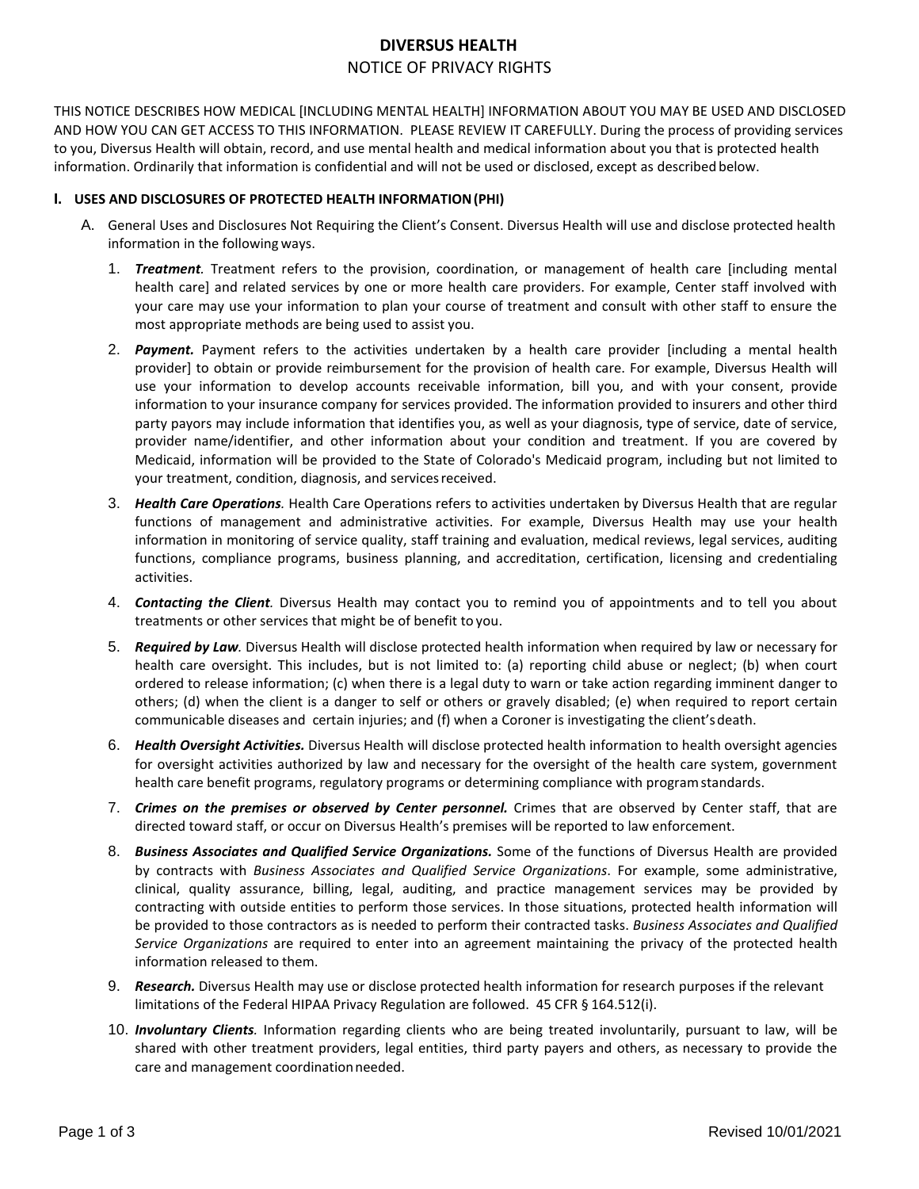# DIVERSUS HEALTH

## NOTICE OF PRIVACY RIGHTS

THIS NOTICE DESCRIBES HOW MEDICAL [INCLUDING MENTAL HEALTH] INFORMATION ABOUT YOU MAY BE USED AND DISCLOSED AND HOW YOU CAN GET ACCESS TO THIS INFORMATION. PLEASE REVIEW IT CAREFULLY. During the process of providing services to you, Diversus Health will obtain, record, and use mental health and medical information about you that is protected health information. Ordinarily that information is confidential and will not be used or disclosed, except as described below.

### I. USES AND DISCLOSURES OF PROTECTED HEALTH INFORMATION (PHI)

A. General Uses and Disclosures Not Requiring the Client's Consent. Diversus Health will use and disclose protected health information in the following ways.

1. ***Treatment.*** Treatment refers to the provision, coordination, or management of health care [including mental health care] and related services by one or more health care providers. For example, Center staff involved with your care may use your information to plan your course of treatment and consult with other staff to ensure the most appropriate methods are being used to assist you.

2. ***Payment.*** Payment refers to the activities undertaken by a health care provider [including a mental health provider] to obtain or provide reimbursement for the provision of health care. For example, Diversus Health will use your information to develop accounts receivable information, bill you, and with your consent, provide information to your insurance company for services provided. The information provided to insurers and other third party payors may include information that identifies you, as well as your diagnosis, type of service, date of service, provider name/identifier, and other information about your condition and treatment. If you are covered by Medicaid, information will be provided to the State of Colorado's Medicaid program, including but not limited to your treatment, condition, diagnosis, and services received.

3. ***Health Care Operations.*** Health Care Operations refers to activities undertaken by Diversus Health that are regular functions of management and administrative activities. For example, Diversus Health may use your health information in monitoring of service quality, staff training and evaluation, medical reviews, legal services, auditing functions, compliance programs, business planning, and accreditation, certification, licensing and credentialing activities.

4. ***Contacting the Client.*** Diversus Health may contact you to remind you of appointments and to tell you about treatments or other services that might be of benefit to you.

5. ***Required by Law.*** Diversus Health will disclose protected health information when required by law or necessary for health care oversight. This includes, but is not limited to: (a) reporting child abuse or neglect; (b) when court ordered to release information; (c) when there is a legal duty to warn or take action regarding imminent danger to others; (d) when the client is a danger to self or others or gravely disabled; (e) when required to report certain communicable diseases and certain injuries; and (f) when a Coroner is investigating the client's death.

6. ***Health Oversight Activities.*** Diversus Health will disclose protected health information to health oversight agencies for oversight activities authorized by law and necessary for the oversight of the health care system, government health care benefit programs, regulatory programs or determining compliance with program standards.

7. ***Crimes on the premises or observed by Center personnel.*** Crimes that are observed by Center staff, that are directed toward staff, or occur on Diversus Health's premises will be reported to law enforcement.

8. ***Business Associates and Qualified Service Organizations.*** Some of the functions of Diversus Health are provided by contracts with *Business Associates and Qualified Service Organizations*. For example, some administrative, clinical, quality assurance, billing, legal, auditing, and practice management services may be provided by contracting with outside entities to perform those services. In those situations, protected health information will be provided to those contractors as is needed to perform their contracted tasks. *Business Associates and Qualified Service Organizations* are required to enter into an agreement maintaining the privacy of the protected health information released to them.

9. ***Research.*** Diversus Health may use or disclose protected health information for research purposes if the relevant limitations of the Federal HIPAA Privacy Regulation are followed. 45 CFR § 164.512(i).

10. ***Involuntary Clients.*** Information regarding clients who are being treated involuntarily, pursuant to law, will be shared with other treatment providers, legal entities, third party payers and others, as necessary to provide the care and management coordination needed.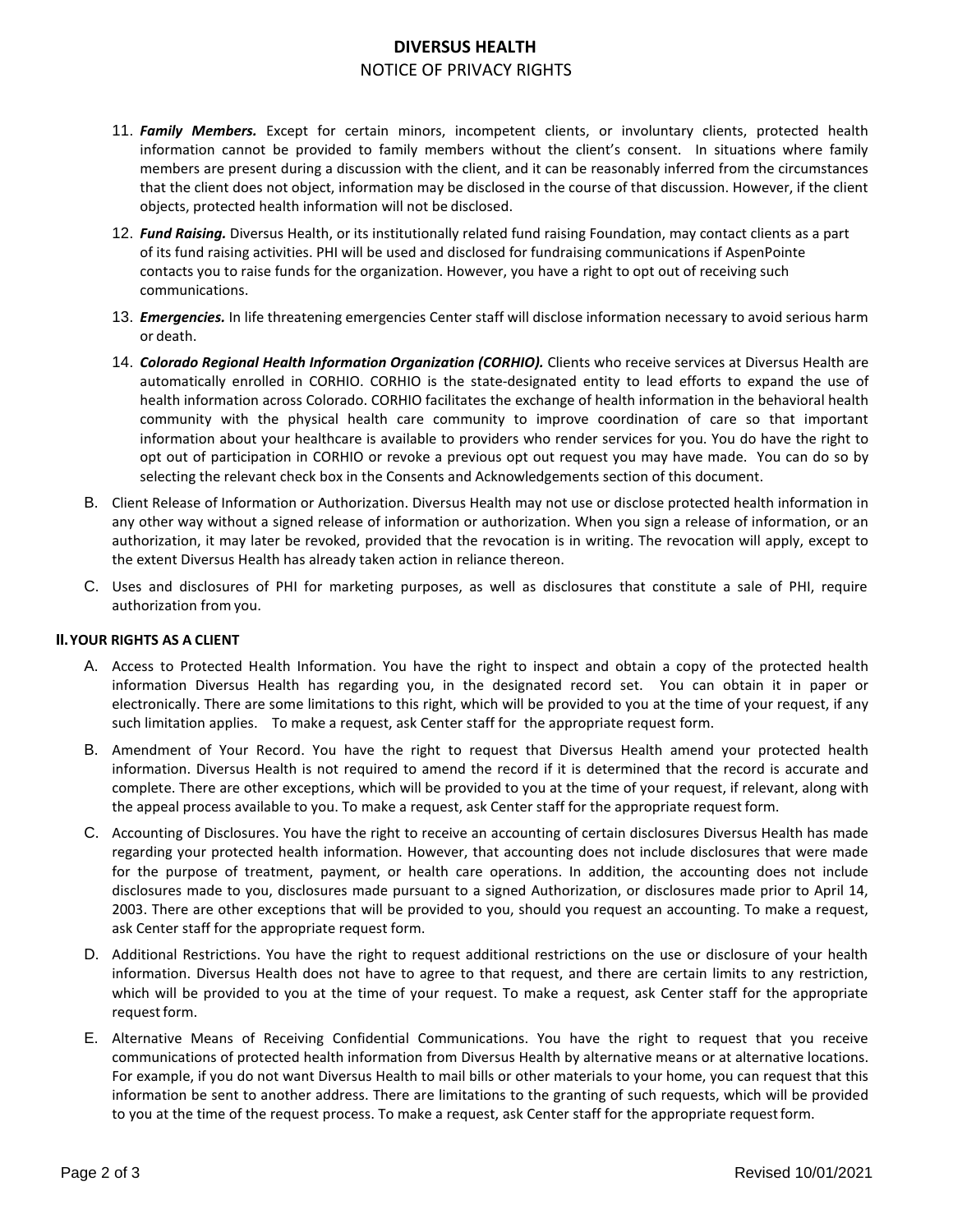11. ***Family Members.*** Except for certain minors, incompetent clients, or involuntary clients, protected health information cannot be provided to family members without the client's consent. In situations where family members are present during a discussion with the client, and it can be reasonably inferred from the circumstances that the client does not object, information may be disclosed in the course of that discussion. However, if the client objects, protected health information will not be disclosed.
12. ***Fund Raising.*** Diversus Health, or its institutionally related fund raising Foundation, may contact clients as a part of its fund raising activities. PHI will be used and disclosed for fundraising communications if AspenPointe contacts you to raise funds for the organization. However, you have a right to opt out of receiving such communications.
13. ***Emergencies.*** In life threatening emergencies Center staff will disclose information necessary to avoid serious harm or death.
14. ***Colorado Regional Health Information Organization (CORHIO).*** Clients who receive services at Diversus Health are automatically enrolled in CORHIO. CORHIO is the state-designated entity to lead efforts to expand the use of health information across Colorado. CORHIO facilitates the exchange of health information in the behavioral health community with the physical health care community to improve coordination of care so that important information about your healthcare is available to providers who render services for you. You do have the right to opt out of participation in CORHIO or revoke a previous opt out request you may have made. You can do so by selecting the relevant check box in the Consents and Acknowledgements section of this document.

B. Client Release of Information or Authorization. Diversus Health may not use or disclose protected health information in any other way without a signed release of information or authorization. When you sign a release of information, or an authorization, it may later be revoked, provided that the revocation is in writing. The revocation will apply, except to the extent Diversus Health has already taken action in reliance thereon.

C. Uses and disclosures of PHI for marketing purposes, as well as disclosures that constitute a sale of PHI, require authorization from you.

## II. YOUR RIGHTS AS A CLIENT

A. Access to Protected Health Information. You have the right to inspect and obtain a copy of the protected health information Diversus Health has regarding you, in the designated record set. You can obtain it in paper or electronically. There are some limitations to this right, which will be provided to you at the time of your request, if any such limitation applies. To make a request, ask Center staff for the appropriate request form.

B. Amendment of Your Record. You have the right to request that Diversus Health amend your protected health information. Diversus Health is not required to amend the record if it is determined that the record is accurate and complete. There are other exceptions, which will be provided to you at the time of your request, if relevant, along with the appeal process available to you. To make a request, ask Center staff for the appropriate request form.

C. Accounting of Disclosures. You have the right to receive an accounting of certain disclosures Diversus Health has made regarding your protected health information. However, that accounting does not include disclosures that were made for the purpose of treatment, payment, or health care operations. In addition, the accounting does not include disclosures made to you, disclosures made pursuant to a signed Authorization, or disclosures made prior to April 14, 2003. There are other exceptions that will be provided to you, should you request an accounting. To make a request, ask Center staff for the appropriate request form.

D. Additional Restrictions. You have the right to request additional restrictions on the use or disclosure of your health information. Diversus Health does not have to agree to that request, and there are certain limits to any restriction, which will be provided to you at the time of your request. To make a request, ask Center staff for the appropriate request form.

E. Alternative Means of Receiving Confidential Communications. You have the right to request that you receive communications of protected health information from Diversus Health by alternative means or at alternative locations. For example, if you do not want Diversus Health to mail bills or other materials to your home, you can request that this information be sent to another address. There are limitations to the granting of such requests, which will be provided to you at the time of the request process. To make a request, ask Center staff for the appropriate request form.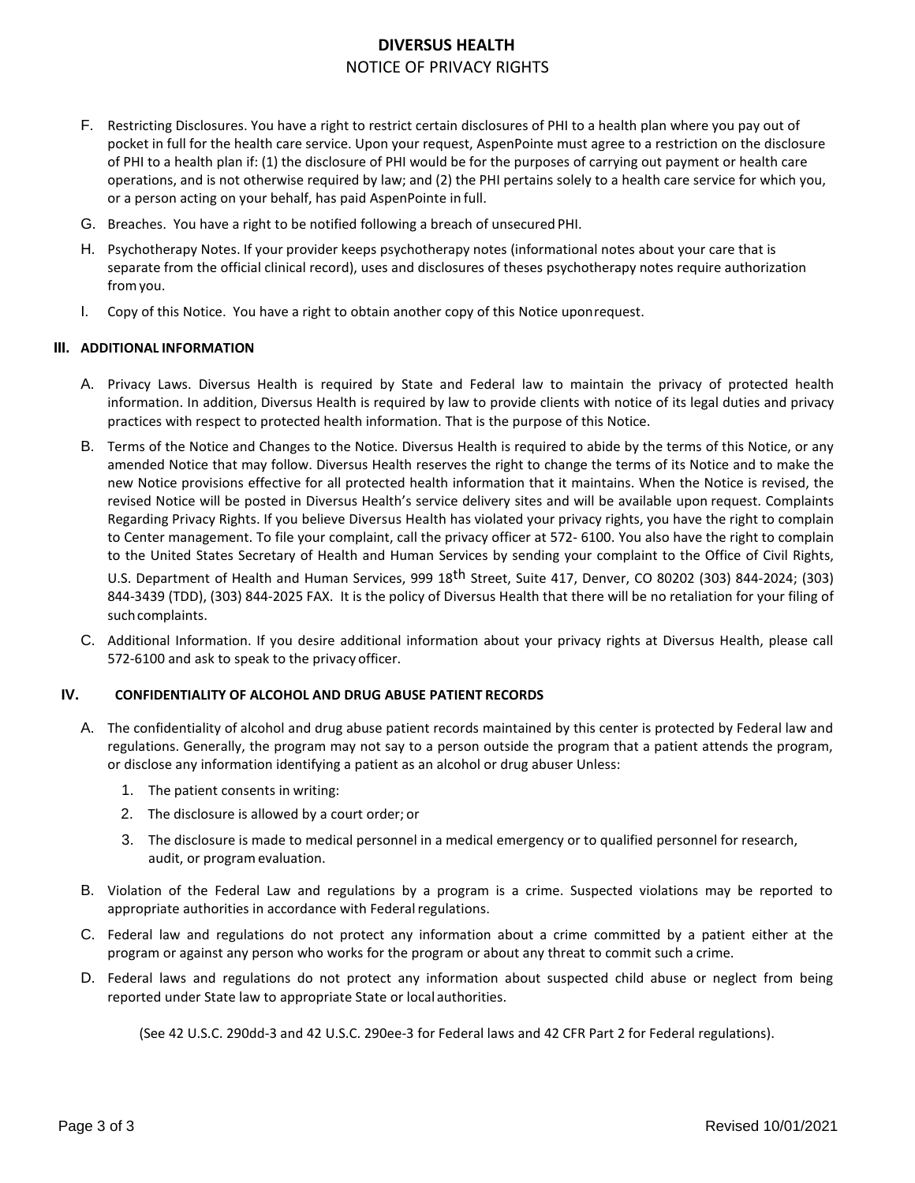F. Restricting Disclosures. You have a right to restrict certain disclosures of PHI to a health plan where you pay out of pocket in full for the health care service. Upon your request, AspenPointe must agree to a restriction on the disclosure of PHI to a health plan if: (1) the disclosure of PHI would be for the purposes of carrying out payment or health care operations, and is not otherwise required by law; and (2) the PHI pertains solely to a health care service for which you, or a person acting on your behalf, has paid AspenPointe in full.

G. Breaches. You have a right to be notified following a breach of unsecured PHI.

H. Psychotherapy Notes. If your provider keeps psychotherapy notes (informational notes about your care that is separate from the official clinical record), uses and disclosures of theses psychotherapy notes require authorization from you.

I. Copy of this Notice. You have a right to obtain another copy of this Notice upon request.

## III. ADDITIONAL INFORMATION

A. Privacy Laws. Diversus Health is required by State and Federal law to maintain the privacy of protected health information. In addition, Diversus Health is required by law to provide clients with notice of its legal duties and privacy practices with respect to protected health information. That is the purpose of this Notice.

B. Terms of the Notice and Changes to the Notice. Diversus Health is required to abide by the terms of this Notice, or any amended Notice that may follow. Diversus Health reserves the right to change the terms of its Notice and to make the new Notice provisions effective for all protected health information that it maintains. When the Notice is revised, the revised Notice will be posted in Diversus Health's service delivery sites and will be available upon request. Complaints Regarding Privacy Rights. If you believe Diversus Health has violated your privacy rights, you have the right to complain to Center management. To file your complaint, call the privacy officer at 572- 6100. You also have the right to complain to the United States Secretary of Health and Human Services by sending your complaint to the Office of Civil Rights, U.S. Department of Health and Human Services, 999 18th Street, Suite 417, Denver, CO 80202 (303) 844-2024; (303) 844-3439 (TDD), (303) 844-2025 FAX. It is the policy of Diversus Health that there will be no retaliation for your filing of such complaints.

C. Additional Information. If you desire additional information about your privacy rights at Diversus Health, please call 572-6100 and ask to speak to the privacy officer.

## IV. CONFIDENTIALITY OF ALCOHOL AND DRUG ABUSE PATIENT RECORDS

A. The confidentiality of alcohol and drug abuse patient records maintained by this center is protected by Federal law and regulations. Generally, the program may not say to a person outside the program that a patient attends the program, or disclose any information identifying a patient as an alcohol or drug abuser Unless:

1. The patient consents in writing:
2. The disclosure is allowed by a court order; or
3. The disclosure is made to medical personnel in a medical emergency or to qualified personnel for research, audit, or program evaluation.

B. Violation of the Federal Law and regulations by a program is a crime. Suspected violations may be reported to appropriate authorities in accordance with Federal regulations.

C. Federal law and regulations do not protect any information about a crime committed by a patient either at the program or against any person who works for the program or about any threat to commit such a crime.

D. Federal laws and regulations do not protect any information about suspected child abuse or neglect from being reported under State law to appropriate State or local authorities.

(See 42 U.S.C. 290dd-3 and 42 U.S.C. 290ee-3 for Federal laws and 42 CFR Part 2 for Federal regulations).

Revised 10/01/2021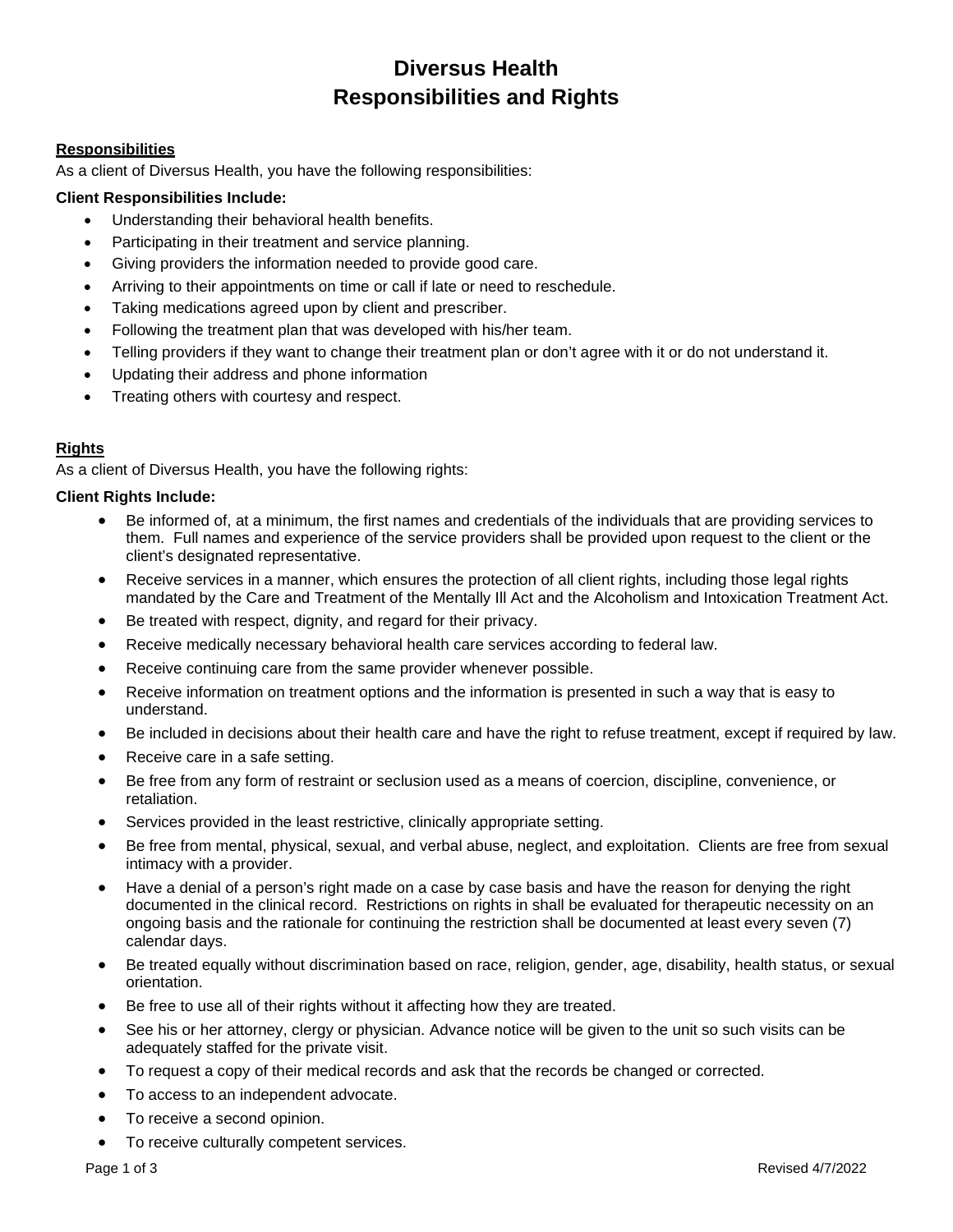# Diversus Health
# Responsibilities and Rights

## Responsibilities

As a client of Diversus Health, you have the following responsibilities:

**Client Responsibilities Include:**

- Understanding their behavioral health benefits.
- Participating in their treatment and service planning.
- Giving providers the information needed to provide good care.
- Arriving to their appointments on time or call if late or need to reschedule.
- Taking medications agreed upon by client and prescriber.
- Following the treatment plan that was developed with his/her team.
- Telling providers if they want to change their treatment plan or don't agree with it or do not understand it.
- Updating their address and phone information
- Treating others with courtesy and respect.

## Rights

As a client of Diversus Health, you have the following rights:

**Client Rights Include:**

- Be informed of, at a minimum, the first names and credentials of the individuals that are providing services to them. Full names and experience of the service providers shall be provided upon request to the client or the client's designated representative.
- Receive services in a manner, which ensures the protection of all client rights, including those legal rights mandated by the Care and Treatment of the Mentally Ill Act and the Alcoholism and Intoxication Treatment Act.
- Be treated with respect, dignity, and regard for their privacy.
- Receive medically necessary behavioral health care services according to federal law.
- Receive continuing care from the same provider whenever possible.
- Receive information on treatment options and the information is presented in such a way that is easy to understand.
- Be included in decisions about their health care and have the right to refuse treatment, except if required by law.
- Receive care in a safe setting.
- Be free from any form of restraint or seclusion used as a means of coercion, discipline, convenience, or retaliation.
- Services provided in the least restrictive, clinically appropriate setting.
- Be free from mental, physical, sexual, and verbal abuse, neglect, and exploitation. Clients are free from sexual intimacy with a provider.
- Have a denial of a person's right made on a case by case basis and have the reason for denying the right documented in the clinical record. Restrictions on rights in shall be evaluated for therapeutic necessity on an ongoing basis and the rationale for continuing the restriction shall be documented at least every seven (7) calendar days.
- Be treated equally without discrimination based on race, religion, gender, age, disability, health status, or sexual orientation.
- Be free to use all of their rights without it affecting how they are treated.
- See his or her attorney, clergy or physician. Advance notice will be given to the unit so such visits can be adequately staffed for the private visit.
- To request a copy of their medical records and ask that the records be changed or corrected.
- To access to an independent advocate.
- To receive a second opinion.
- To receive culturally competent services.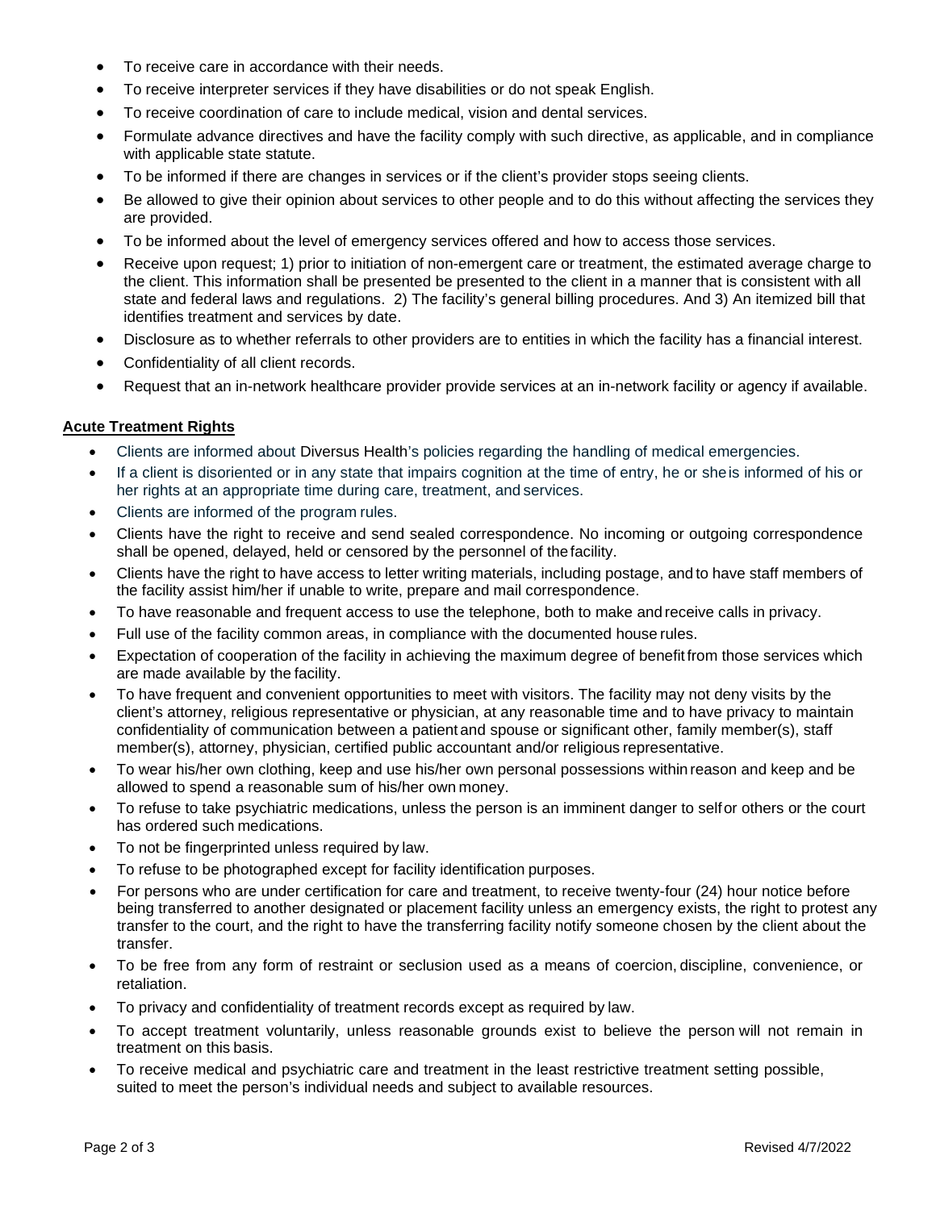- To receive care in accordance with their needs.
- To receive interpreter services if they have disabilities or do not speak English.
- To receive coordination of care to include medical, vision and dental services.
- Formulate advance directives and have the facility comply with such directive, as applicable, and in compliance with applicable state statute.
- To be informed if there are changes in services or if the client's provider stops seeing clients.
- Be allowed to give their opinion about services to other people and to do this without affecting the services they are provided.
- To be informed about the level of emergency services offered and how to access those services.
- Receive upon request; 1) prior to initiation of non-emergent care or treatment, the estimated average charge to the client. This information shall be presented be presented to the client in a manner that is consistent with all state and federal laws and regulations. 2) The facility's general billing procedures. And 3) An itemized bill that identifies treatment and services by date.
- Disclosure as to whether referrals to other providers are to entities in which the facility has a financial interest.
- Confidentiality of all client records.
- Request that an in-network healthcare provider provide services at an in-network facility or agency if available.

**Acute Treatment Rights**

- Clients are informed about Diversus Health's policies regarding the handling of medical emergencies.
- If a client is disoriented or in any state that impairs cognition at the time of entry, he or she is informed of his or her rights at an appropriate time during care, treatment, and services.
- Clients are informed of the program rules.
- Clients have the right to receive and send sealed correspondence. No incoming or outgoing correspondence shall be opened, delayed, held or censored by the personnel of the facility.
- Clients have the right to have access to letter writing materials, including postage, and to have staff members of the facility assist him/her if unable to write, prepare and mail correspondence.
- To have reasonable and frequent access to use the telephone, both to make and receive calls in privacy.
- Full use of the facility common areas, in compliance with the documented house rules.
- Expectation of cooperation of the facility in achieving the maximum degree of benefit from those services which are made available by the facility.
- To have frequent and convenient opportunities to meet with visitors. The facility may not deny visits by the client's attorney, religious representative or physician, at any reasonable time and to have privacy to maintain confidentiality of communication between a patient and spouse or significant other, family member(s), staff member(s), attorney, physician, certified public accountant and/or religious representative.
- To wear his/her own clothing, keep and use his/her own personal possessions within reason and keep and be allowed to spend a reasonable sum of his/her own money.
- To refuse to take psychiatric medications, unless the person is an imminent danger to self or others or the court has ordered such medications.
- To not be fingerprinted unless required by law.
- To refuse to be photographed except for facility identification purposes.
- For persons who are under certification for care and treatment, to receive twenty-four (24) hour notice before being transferred to another designated or placement facility unless an emergency exists, the right to protest any transfer to the court, and the right to have the transferring facility notify someone chosen by the client about the transfer.
- To be free from any form of restraint or seclusion used as a means of coercion, discipline, convenience, or retaliation.
- To privacy and confidentiality of treatment records except as required by law.
- To accept treatment voluntarily, unless reasonable grounds exist to believe the person will not remain in treatment on this basis.
- To receive medical and psychiatric care and treatment in the least restrictive treatment setting possible, suited to meet the person's individual needs and subject to available resources.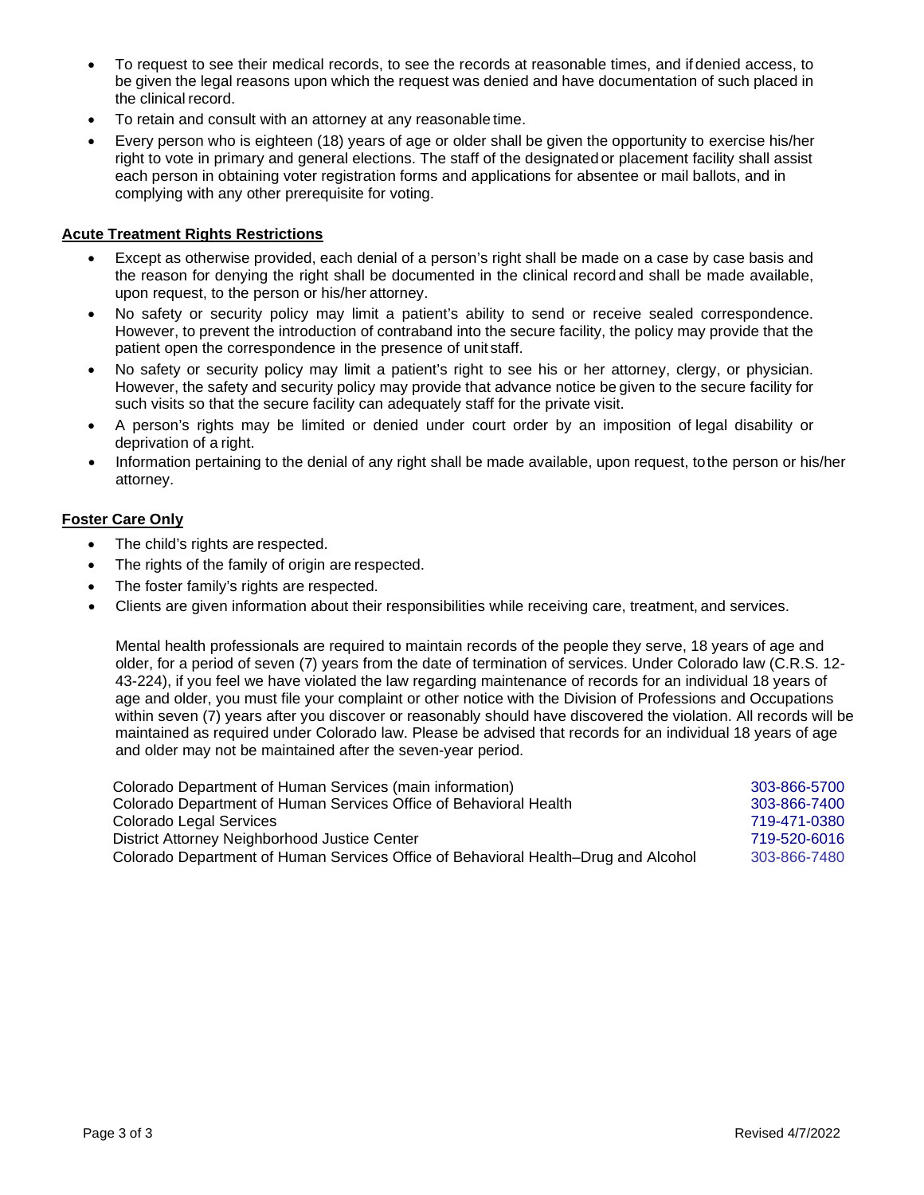- To request to see their medical records, to see the records at reasonable times, and if denied access, to be given the legal reasons upon which the request was denied and have documentation of such placed in the clinical record.
- To retain and consult with an attorney at any reasonable time.
- Every person who is eighteen (18) years of age or older shall be given the opportunity to exercise his/her right to vote in primary and general elections. The staff of the designated or placement facility shall assist each person in obtaining voter registration forms and applications for absentee or mail ballots, and in complying with any other prerequisite for voting.

**Acute Treatment Rights Restrictions**

- Except as otherwise provided, each denial of a person's right shall be made on a case by case basis and the reason for denying the right shall be documented in the clinical record and shall be made available, upon request, to the person or his/her attorney.
- No safety or security policy may limit a patient's ability to send or receive sealed correspondence. However, to prevent the introduction of contraband into the secure facility, the policy may provide that the patient open the correspondence in the presence of unit staff.
- No safety or security policy may limit a patient's right to see his or her attorney, clergy, or physician. However, the safety and security policy may provide that advance notice be given to the secure facility for such visits so that the secure facility can adequately staff for the private visit.
- A person's rights may be limited or denied under court order by an imposition of legal disability or deprivation of a right.
- Information pertaining to the denial of any right shall be made available, upon request, to the person or his/her attorney.

**Foster Care Only**

- The child's rights are respected.
- The rights of the family of origin are respected.
- The foster family's rights are respected.
- Clients are given information about their responsibilities while receiving care, treatment, and services.

Mental health professionals are required to maintain records of the people they serve, 18 years of age and older, for a period of seven (7) years from the date of termination of services. Under Colorado law (C.R.S. 12-43-224), if you feel we have violated the law regarding maintenance of records for an individual 18 years of age and older, you must file your complaint or other notice with the Division of Professions and Occupations within seven (7) years after you discover or reasonably should have discovered the violation. All records will be maintained as required under Colorado law. Please be advised that records for an individual 18 years of age and older may not be maintained after the seven-year period.

| | |
|---|---|
| Colorado Department of Human Services (main information) | 303-866-5700 |
| Colorado Department of Human Services Office of Behavioral Health | 303-866-7400 |
| Colorado Legal Services | 719-471-0380 |
| District Attorney Neighborhood Justice Center | 719-520-6016 |
| Colorado Department of Human Services Office of Behavioral Health–Drug and Alcohol | 303-866-7480 |

Revised 4/7/2022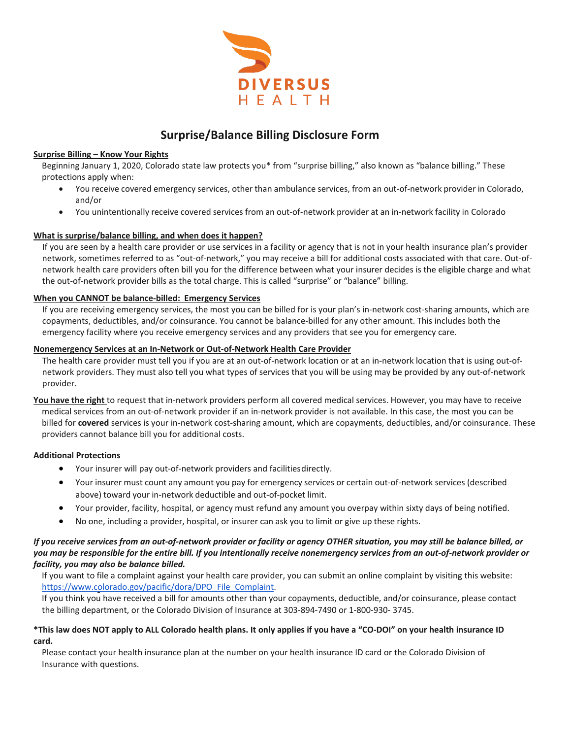DIVERSUS
HEALTH

# Surprise/Balance Billing Disclosure Form

**Surprise Billing – Know Your Rights**

Beginning January 1, 2020, Colorado state law protects you* from "surprise billing," also known as "balance billing." These protections apply when:

- You receive covered emergency services, other than ambulance services, from an out-of-network provider in Colorado, and/or
- You unintentionally receive covered services from an out-of-network provider at an in-network facility in Colorado

**What is surprise/balance billing, and when does it happen?**

If you are seen by a health care provider or use services in a facility or agency that is not in your health insurance plan's provider network, sometimes referred to as "out-of-network," you may receive a bill for additional costs associated with that care. Out-of-network health care providers often bill you for the difference between what your insurer decides is the eligible charge and what the out-of-network provider bills as the total charge. This is called "surprise" or "balance" billing.

**When you CANNOT be balance-billed: Emergency Services**

If you are receiving emergency services, the most you can be billed for is your plan's in-network cost-sharing amounts, which are copayments, deductibles, and/or coinsurance. You cannot be balance-billed for any other amount. This includes both the emergency facility where you receive emergency services and any providers that see you for emergency care.

**Nonemergency Services at an In-Network or Out-of-Network Health Care Provider**

The health care provider must tell you if you are at an out-of-network location or at an in-network location that is using out-of-network providers. They must also tell you what types of services that you will be using may be provided by any out-of-network provider.

**You have the right** to request that in-network providers perform all covered medical services. However, you may have to receive medical services from an out-of-network provider if an in-network provider is not available. In this case, the most you can be billed for **covered** services is your in-network cost-sharing amount, which are copayments, deductibles, and/or coinsurance. These providers cannot balance bill you for additional costs.

**Additional Protections**

- Your insurer will pay out-of-network providers and facilities directly.
- Your insurer must count any amount you pay for emergency services or certain out-of-network services (described above) toward your in-network deductible and out-of-pocket limit.
- Your provider, facility, hospital, or agency must refund any amount you overpay within sixty days of being notified.
- No one, including a provider, hospital, or insurer can ask you to limit or give up these rights.

***If you receive services from an out-of-network provider or facility or agency OTHER situation, you may still be balance billed, or you may be responsible for the entire bill. If you intentionally receive nonemergency services from an out-of-network provider or facility, you may also be balance billed.***

If you want to file a complaint against your health care provider, you can submit an online complaint by visiting this website: https://www.colorado.gov/pacific/dora/DPO_File_Complaint.

If you think you have received a bill for amounts other than your copayments, deductible, and/or coinsurance, please contact the billing department, or the Colorado Division of Insurance at 303-894-7490 or 1-800-930- 3745.

**\*This law does NOT apply to ALL Colorado health plans. It only applies if you have a "CO-DOI" on your health insurance ID card.**

Please contact your health insurance plan at the number on your health insurance ID card or the Colorado Division of Insurance with questions.